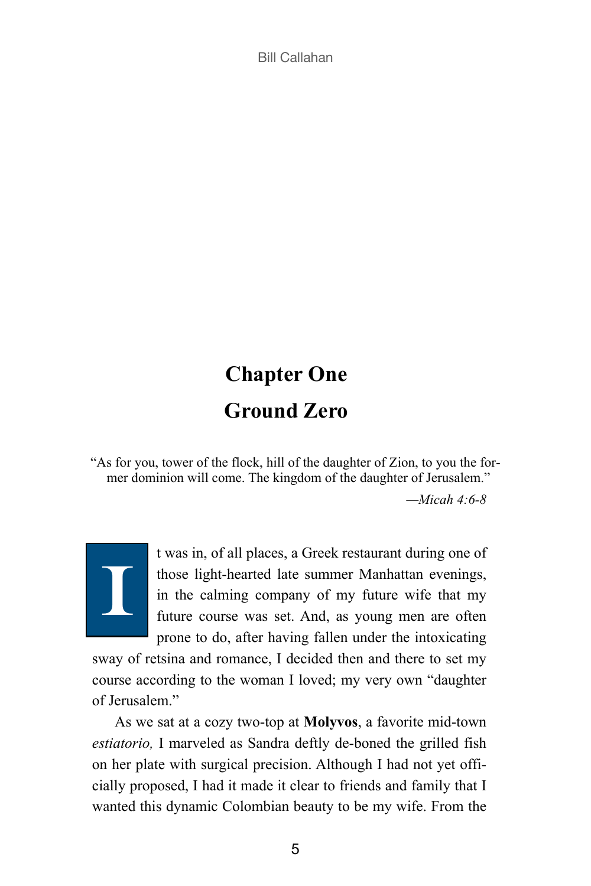# Chapter One

# Ground Zero

"As for you, tower of the flock, hill of the daughter of Zion, to you the former dominion will come. The kingdom of the daughter of Jerusalem."

—*Micah 4:6-8*

It was in, of all places, a Greek restaurant during one of those light-hearted late summer Manhattan evenings, in the calming company of my future wife that my future course was set. And, as young men are often prone to do, after having fallen under the intoxicating sway of retsina and romance, I decided then and there to set my course according to the woman I loved; my very own "daughter of Jerusalem."

As we sat at a cozy two-top at **Molyvos**, a favorite mid-town *estiatorio,* I marveled as Sandra deftly de-boned the grilled fish on her plate with surgical precision. Although I had not yet officially proposed, I had it made it clear to friends and family that I wanted this dynamic Colombian beauty to be my wife. From the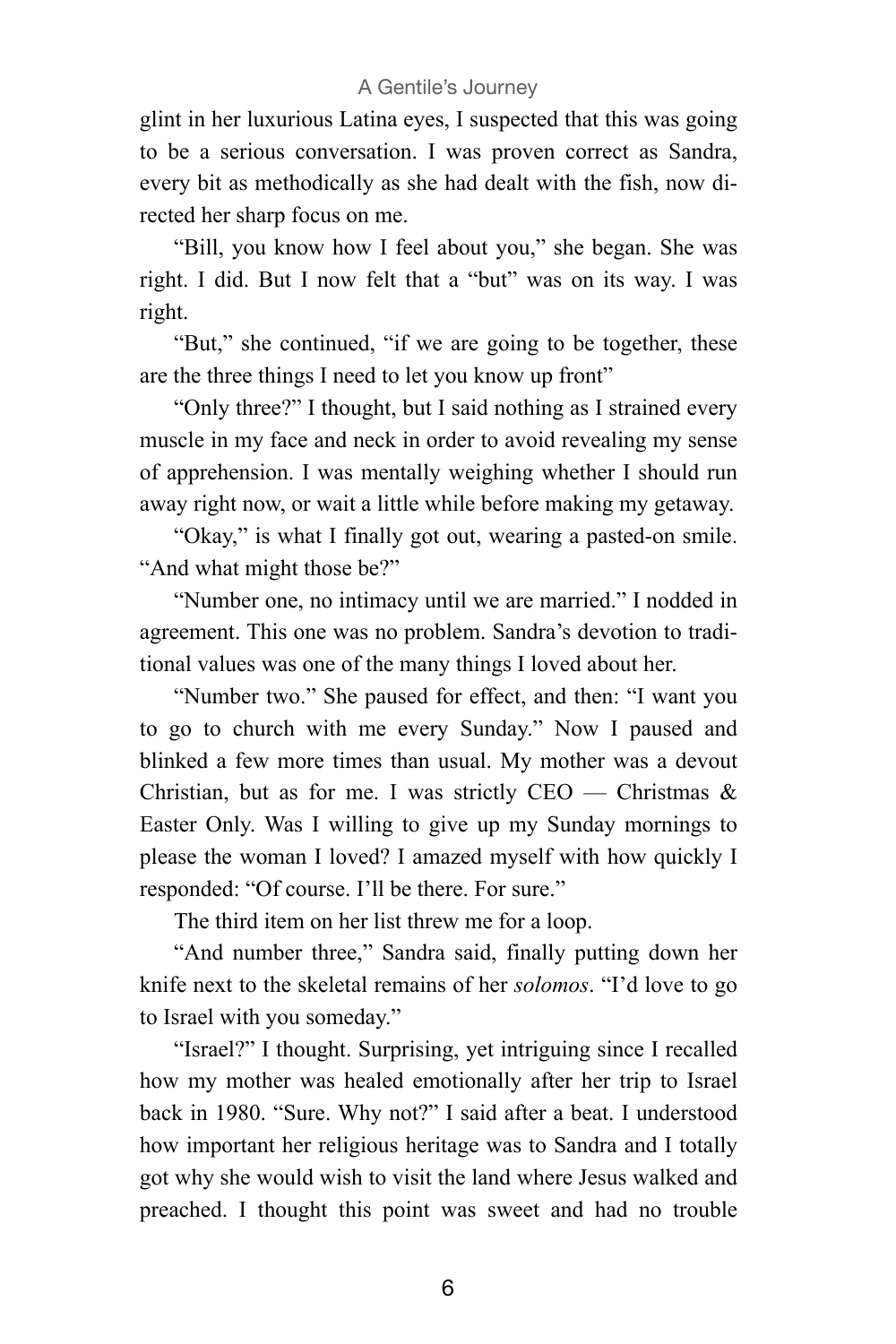glint in her luxurious Latina eyes, I suspected that this was going to be a serious conversation. I was proven correct as Sandra, every bit as methodically as she had dealt with the fish, now directed her sharp focus on me.

"Bill, you know how I feel about you," she began. She was right. I did. But I now felt that a "but" was on its way. I was right.

"But," she continued, "if we are going to be together, these are the three things I need to let you know up front"

"Only three?" I thought, but I said nothing as I strained every muscle in my face and neck in order to avoid revealing my sense of apprehension. I was mentally weighing whether I should run away right now, or wait a little while before making my getaway.

"Okay," is what I finally got out, wearing a pasted-on smile. "And what might those be?"

"Number one, no intimacy until we are married." I nodded in agreement. This one was no problem. Sandra's devotion to traditional values was one of the many things I loved about her.

"Number two." She paused for effect, and then: "I want you to go to church with me every Sunday." Now I paused and blinked a few more times than usual. My mother was a devout Christian, but as for me. I was strictly CEO — Christmas & Easter Only. Was I willing to give up my Sunday mornings to please the woman I loved? I amazed myself with how quickly I responded: "Of course. I'll be there. For sure."

The third item on her list threw me for a loop.

"And number three," Sandra said, finally putting down her knife next to the skeletal remains of her *solomos*. "I'd love to go to Israel with you someday."

"Israel?" I thought. Surprising, yet intriguing since I recalled how my mother was healed emotionally after her trip to Israel back in 1980. "Sure. Why not?" I said after a beat. I understood how important her religious heritage was to Sandra and I totally got why she would wish to visit the land where Jesus walked and preached. I thought this point was sweet and had no trouble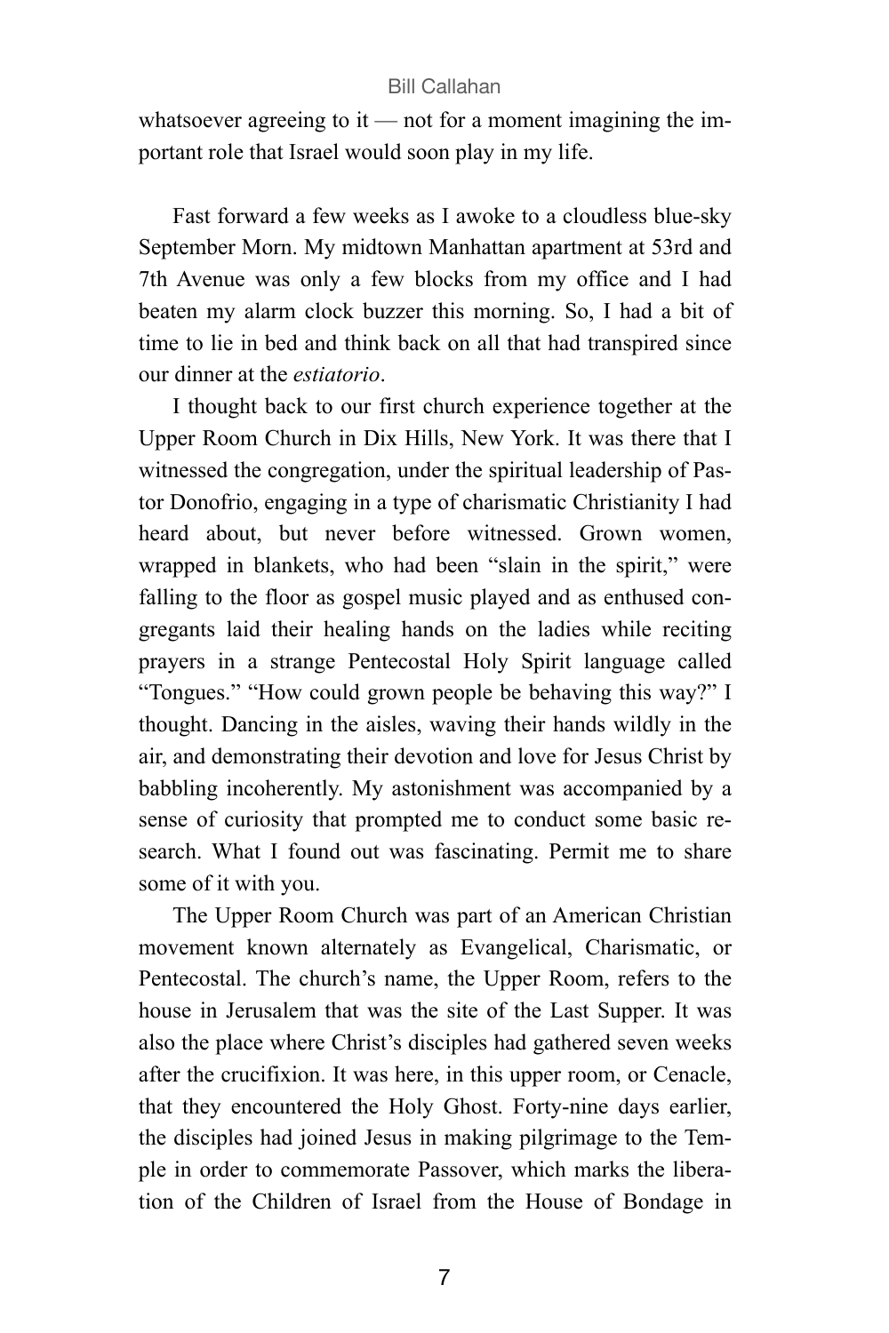whatsoever agreeing to it — not for a moment imagining the important role that Israel would soon play in my life.

Fast forward a few weeks as I awoke to a cloudless blue-sky September Morn. My midtown Manhattan apartment at 53rd and 7th Avenue was only a few blocks from my office and I had beaten my alarm clock buzzer this morning. So, I had a bit of time to lie in bed and think back on all that had transpired since our dinner at the *estiatorio*.

I thought back to our first church experience together at the Upper Room Church in Dix Hills, New York. It was there that I witnessed the congregation, under the spiritual leadership of Pastor Donofrio, engaging in a type of charismatic Christianity I had heard about, but never before witnessed. Grown women, wrapped in blankets, who had been "slain in the spirit," were falling to the floor as gospel music played and as enthused congregants laid their healing hands on the ladies while reciting prayers in a strange Pentecostal Holy Spirit language called "Tongues." "How could grown people be behaving this way?" I thought. Dancing in the aisles, waving their hands wildly in the air, and demonstrating their devotion and love for Jesus Christ by babbling incoherently. My astonishment was accompanied by a sense of curiosity that prompted me to conduct some basic research. What I found out was fascinating. Permit me to share some of it with you.

The Upper Room Church was part of an American Christian movement known alternately as Evangelical, Charismatic, or Pentecostal. The church's name, the Upper Room, refers to the house in Jerusalem that was the site of the Last Supper. It was also the place where Christ's disciples had gathered seven weeks after the crucifixion. It was here, in this upper room, or Cenacle, that they encountered the Holy Ghost. Forty-nine days earlier, the disciples had joined Jesus in making pilgrimage to the Temple in order to commemorate Passover, which marks the liberation of the Children of Israel from the House of Bondage in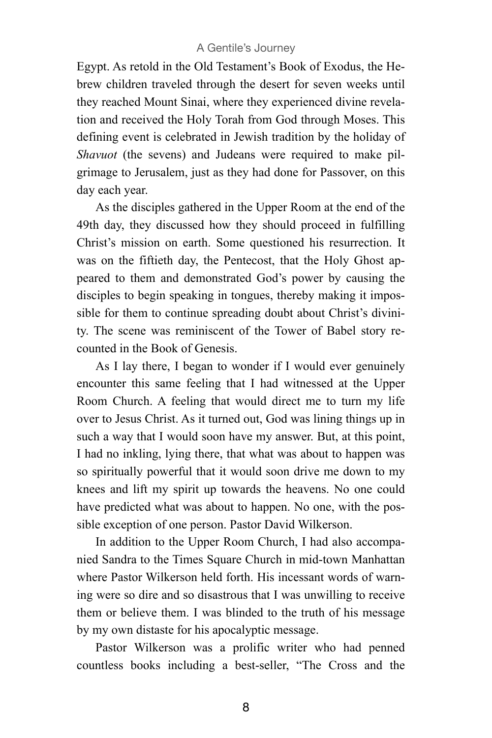Egypt. As retold in the Old Testament's Book of Exodus, the Hebrew children traveled through the desert for seven weeks until they reached Mount Sinai, where they experienced divine revelation and received the Holy Torah from God through Moses. This defining event is celebrated in Jewish tradition by the holiday of *Shavuot* (the sevens) and Judeans were required to make pilgrimage to Jerusalem, just as they had done for Passover, on this day each year.

As the disciples gathered in the Upper Room at the end of the 49th day, they discussed how they should proceed in fulfilling Christ's mission on earth. Some questioned his resurrection. It was on the fiftieth day, the Pentecost, that the Holy Ghost appeared to them and demonstrated God's power by causing the disciples to begin speaking in tongues, thereby making it impossible for them to continue spreading doubt about Christ's divinity. The scene was reminiscent of the Tower of Babel story recounted in the Book of Genesis.

As I lay there, I began to wonder if I would ever genuinely encounter this same feeling that I had witnessed at the Upper Room Church. A feeling that would direct me to turn my life over to Jesus Christ. As it turned out, God was lining things up in such a way that I would soon have my answer. But, at this point, I had no inkling, lying there, that what was about to happen was so spiritually powerful that it would soon drive me down to my knees and lift my spirit up towards the heavens. No one could have predicted what was about to happen. No one, with the possible exception of one person. Pastor David Wilkerson.

In addition to the Upper Room Church, I had also accompanied Sandra to the Times Square Church in mid-town Manhattan where Pastor Wilkerson held forth. His incessant words of warning were so dire and so disastrous that I was unwilling to receive them or believe them. I was blinded to the truth of his message by my own distaste for his apocalyptic message.

Pastor Wilkerson was a prolific writer who had penned countless books including a best-seller, "The Cross and the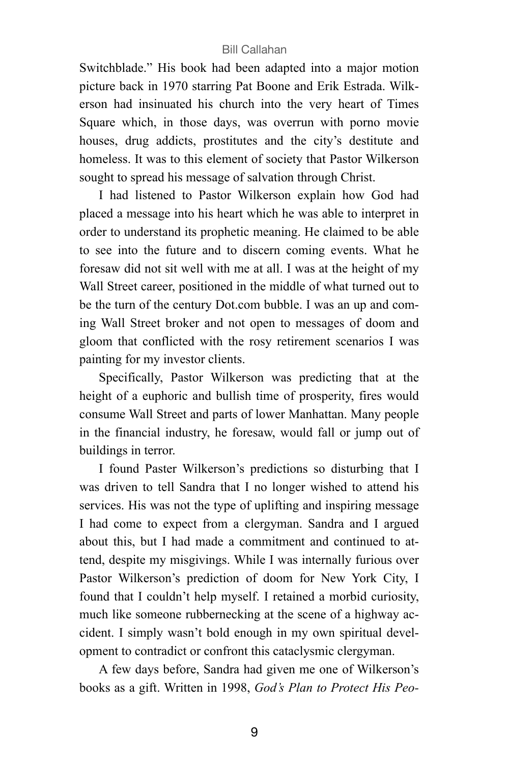Switchblade." His book had been adapted into a major motion picture back in 1970 starring Pat Boone and Erik Estrada. Wilkerson had insinuated his church into the very heart of Times Square which, in those days, was overrun with porno movie houses, drug addicts, prostitutes and the city's destitute and homeless. It was to this element of society that Pastor Wilkerson sought to spread his message of salvation through Christ.

I had listened to Pastor Wilkerson explain how God had placed a message into his heart which he was able to interpret in order to understand its prophetic meaning. He claimed to be able to see into the future and to discern coming events. What he foresaw did not sit well with me at all. I was at the height of my Wall Street career, positioned in the middle of what turned out to be the turn of the century Dot.com bubble. I was an up and coming Wall Street broker and not open to messages of doom and gloom that conflicted with the rosy retirement scenarios I was painting for my investor clients.

Specifically, Pastor Wilkerson was predicting that at the height of a euphoric and bullish time of prosperity, fires would consume Wall Street and parts of lower Manhattan. Many people in the financial industry, he foresaw, would fall or jump out of buildings in terror.

I found Paster Wilkerson's predictions so disturbing that I was driven to tell Sandra that I no longer wished to attend his services. His was not the type of uplifting and inspiring message I had come to expect from a clergyman. Sandra and I argued about this, but I had made a commitment and continued to attend, despite my misgivings. While I was internally furious over Pastor Wilkerson's prediction of doom for New York City, I found that I couldn't help myself. I retained a morbid curiosity, much like someone rubbernecking at the scene of a highway accident. I simply wasn't bold enough in my own spiritual development to contradict or confront this cataclysmic clergyman.

A few days before, Sandra had given me one of Wilkerson's books as a gift. Written in 1998, *God's Plan to Protect His Peo-*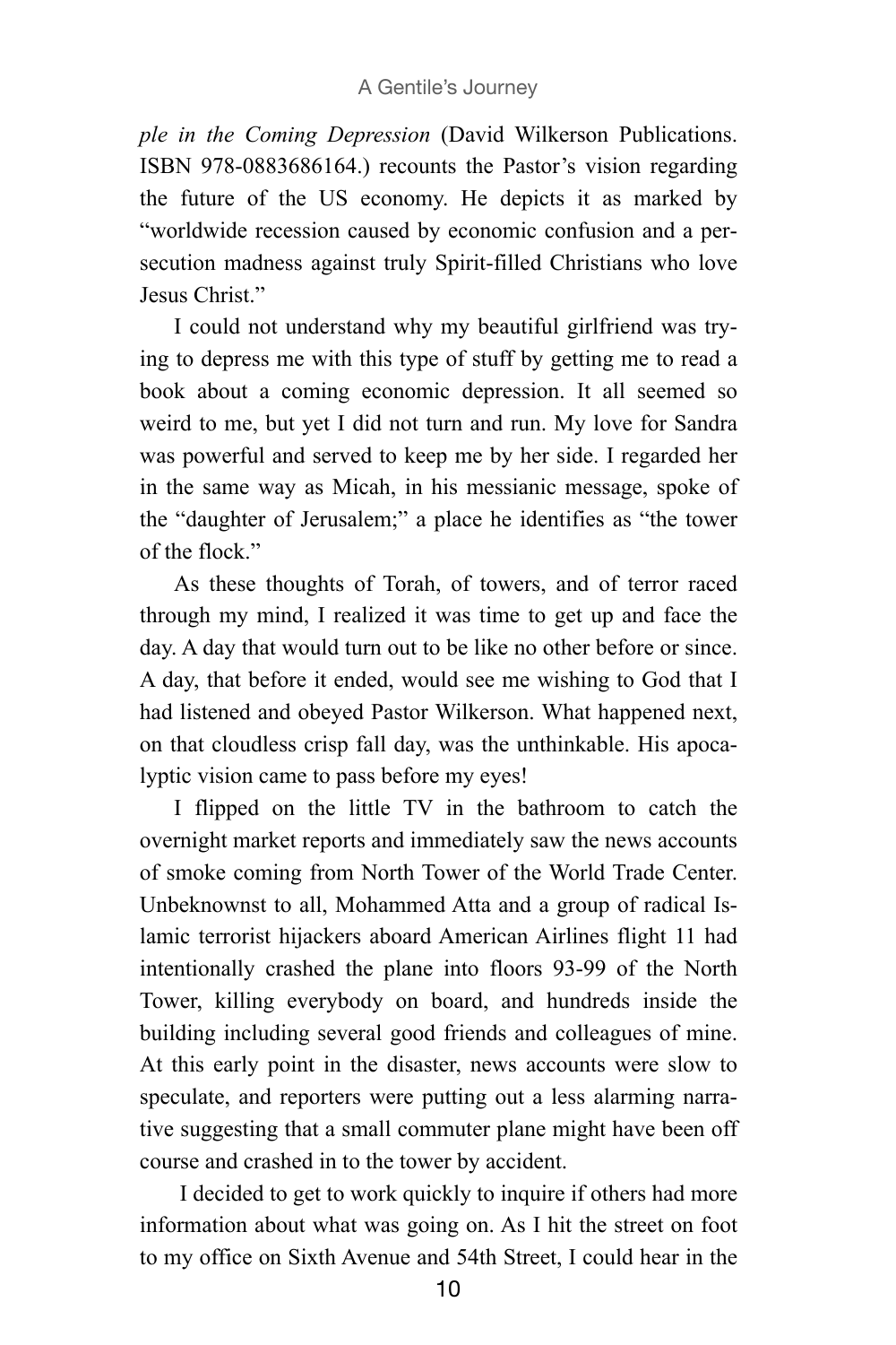*ple in the Coming Depression* (David Wilkerson Publications. ISBN 978-0883686164.) recounts the Pastor's vision regarding the future of the US economy. He depicts it as marked by "worldwide recession caused by economic confusion and a persecution madness against truly Spirit-filled Christians who love Jesus Christ."

I could not understand why my beautiful girlfriend was trying to depress me with this type of stuff by getting me to read a book about a coming economic depression. It all seemed so weird to me, but yet I did not turn and run. My love for Sandra was powerful and served to keep me by her side. I regarded her in the same way as Micah, in his messianic message, spoke of the "daughter of Jerusalem;" a place he identifies as "the tower of the flock."

As these thoughts of Torah, of towers, and of terror raced through my mind, I realized it was time to get up and face the day. A day that would turn out to be like no other before or since. A day, that before it ended, would see me wishing to God that I had listened and obeyed Pastor Wilkerson. What happened next, on that cloudless crisp fall day, was the unthinkable. His apocalyptic vision came to pass before my eyes!

I flipped on the little TV in the bathroom to catch the overnight market reports and immediately saw the news accounts of smoke coming from North Tower of the World Trade Center. Unbeknownst to all, Mohammed Atta and a group of radical Islamic terrorist hijackers aboard American Airlines flight 11 had intentionally crashed the plane into floors 93-99 of the North Tower, killing everybody on board, and hundreds inside the building including several good friends and colleagues of mine. At this early point in the disaster, news accounts were slow to speculate, and reporters were putting out a less alarming narrative suggesting that a small commuter plane might have been off course and crashed in to the tower by accident.

I decided to get to work quickly to inquire if others had more information about what was going on. As I hit the street on foot to my office on Sixth Avenue and 54th Street, I could hear in the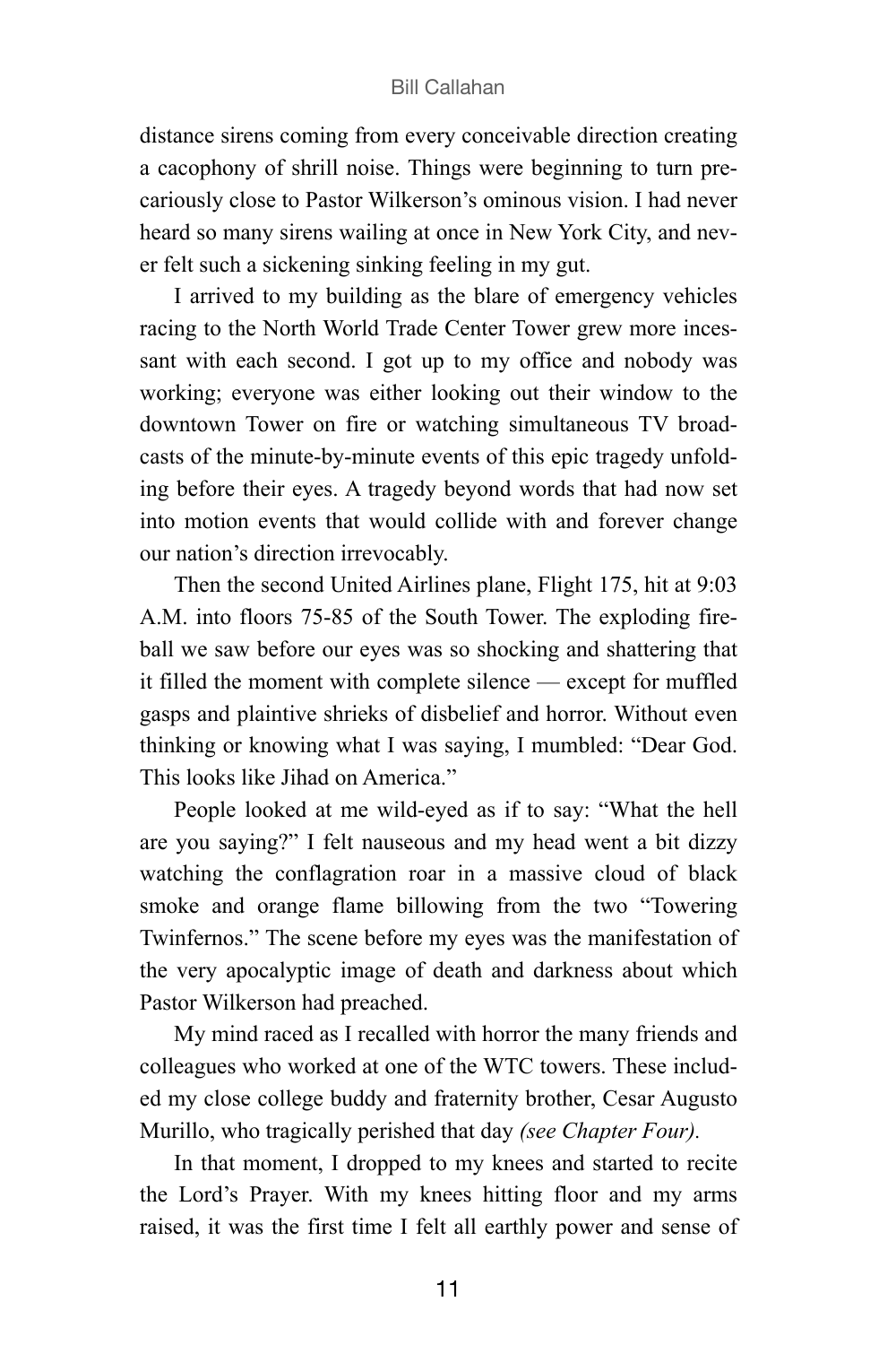distance sirens coming from every conceivable direction creating a cacophony of shrill noise. Things were beginning to turn precariously close to Pastor Wilkerson's ominous vision. I had never heard so many sirens wailing at once in New York City, and never felt such a sickening sinking feeling in my gut.

I arrived to my building as the blare of emergency vehicles racing to the North World Trade Center Tower grew more incessant with each second. I got up to my office and nobody was working; everyone was either looking out their window to the downtown Tower on fire or watching simultaneous TV broadcasts of the minute-by-minute events of this epic tragedy unfolding before their eyes. A tragedy beyond words that had now set into motion events that would collide with and forever change our nation's direction irrevocably.

Then the second United Airlines plane, Flight 175, hit at 9:03 A.M. into floors 75-85 of the South Tower. The exploding fireball we saw before our eyes was so shocking and shattering that it filled the moment with complete silence — except for muffled gasps and plaintive shrieks of disbelief and horror. Without even thinking or knowing what I was saying, I mumbled: "Dear God. This looks like Jihad on America."

People looked at me wild-eyed as if to say: "What the hell are you saying?" I felt nauseous and my head went a bit dizzy watching the conflagration roar in a massive cloud of black smoke and orange flame billowing from the two "Towering Twinfernos." The scene before my eyes was the manifestation of the very apocalyptic image of death and darkness about which Pastor Wilkerson had preached.

My mind raced as I recalled with horror the many friends and colleagues who worked at one of the WTC towers. These included my close college buddy and fraternity brother, Cesar Augusto Murillo, who tragically perished that day *(see Chapter Four).*

In that moment, I dropped to my knees and started to recite the Lord's Prayer. With my knees hitting floor and my arms raised, it was the first time I felt all earthly power and sense of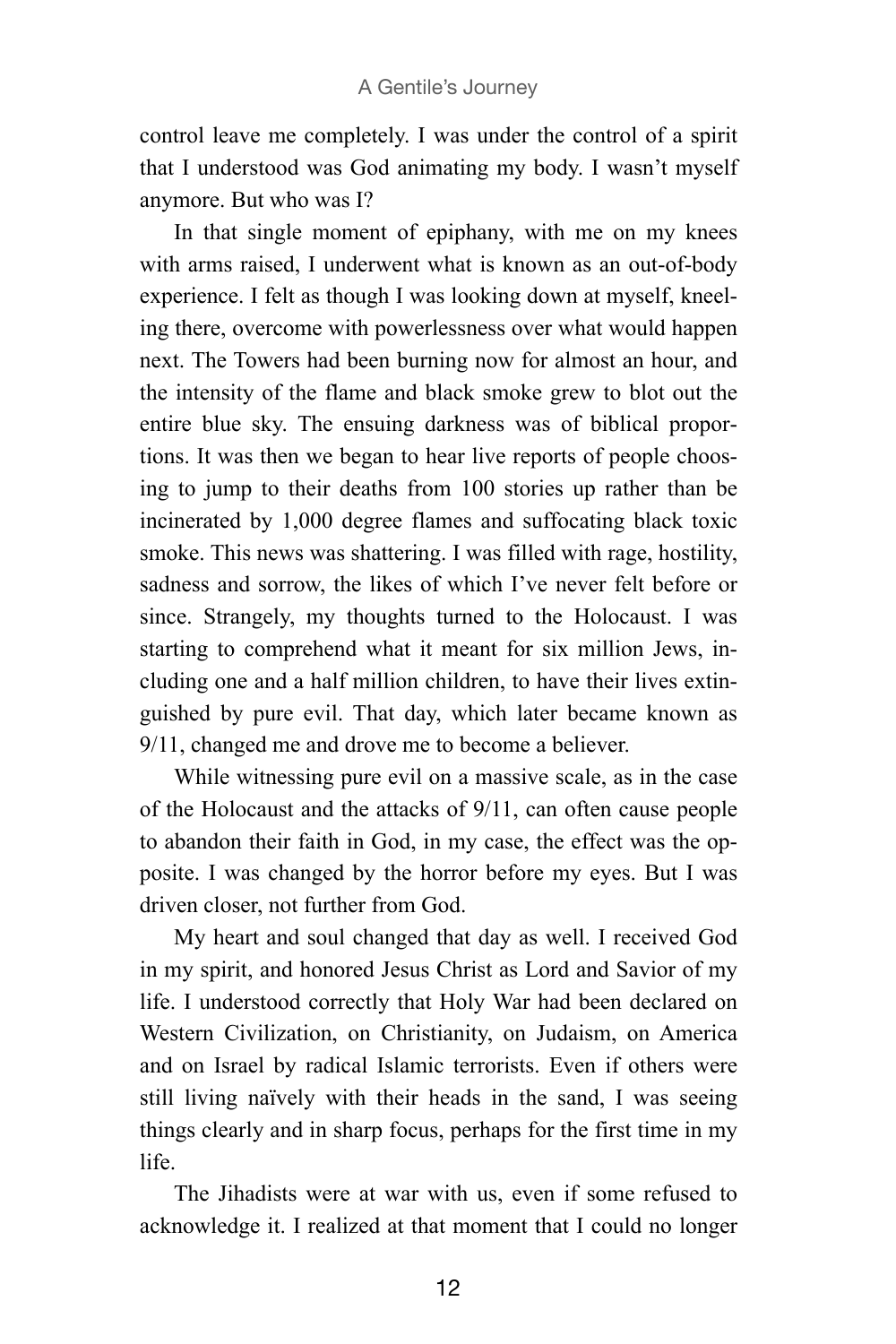control leave me completely. I was under the control of a spirit that I understood was God animating my body. I wasn't myself anymore. But who was I?

In that single moment of epiphany, with me on my knees with arms raised, I underwent what is known as an out-of-body experience. I felt as though I was looking down at myself, kneeling there, overcome with powerlessness over what would happen next. The Towers had been burning now for almost an hour, and the intensity of the flame and black smoke grew to blot out the entire blue sky. The ensuing darkness was of biblical proportions. It was then we began to hear live reports of people choosing to jump to their deaths from 100 stories up rather than be incinerated by 1,000 degree flames and suffocating black toxic smoke. This news was shattering. I was filled with rage, hostility, sadness and sorrow, the likes of which I've never felt before or since. Strangely, my thoughts turned to the Holocaust. I was starting to comprehend what it meant for six million Jews, including one and a half million children, to have their lives extinguished by pure evil. That day, which later became known as 9/11, changed me and drove me to become a believer.

While witnessing pure evil on a massive scale, as in the case of the Holocaust and the attacks of 9/11, can often cause people to abandon their faith in God, in my case, the effect was the opposite. I was changed by the horror before my eyes. But I was driven closer, not further from God.

My heart and soul changed that day as well. I received God in my spirit, and honored Jesus Christ as Lord and Savior of my life. I understood correctly that Holy War had been declared on Western Civilization, on Christianity, on Judaism, on America and on Israel by radical Islamic terrorists. Even if others were still living naïvely with their heads in the sand, I was seeing things clearly and in sharp focus, perhaps for the first time in my life.

The Jihadists were at war with us, even if some refused to acknowledge it. I realized at that moment that I could no longer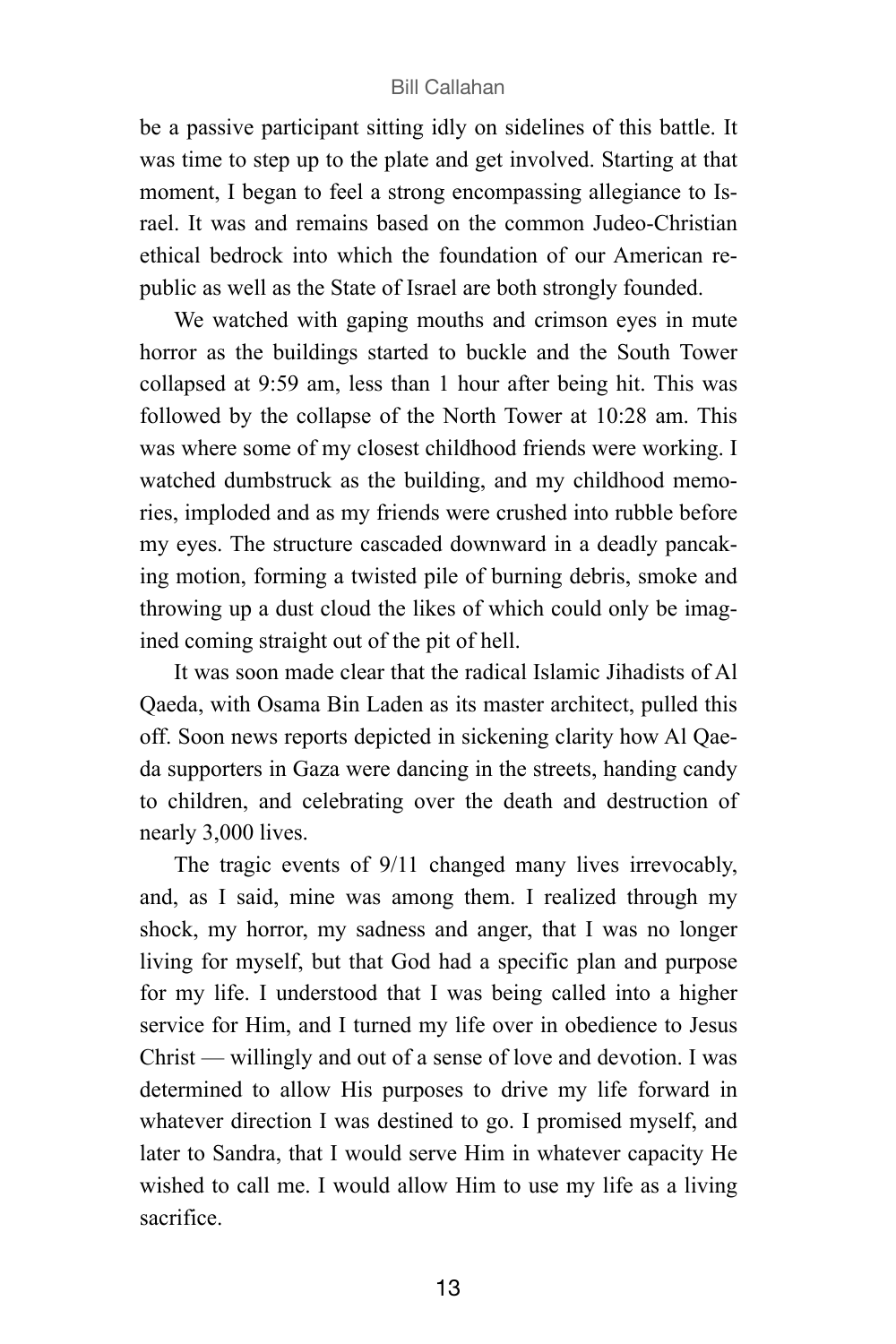be a passive participant sitting idly on sidelines of this battle. It was time to step up to the plate and get involved. Starting at that moment, I began to feel a strong encompassing allegiance to Israel. It was and remains based on the common Judeo-Christian ethical bedrock into which the foundation of our American republic as well as the State of Israel are both strongly founded.

We watched with gaping mouths and crimson eyes in mute horror as the buildings started to buckle and the South Tower collapsed at 9:59 am, less than 1 hour after being hit. This was followed by the collapse of the North Tower at 10:28 am. This was where some of my closest childhood friends were working. I watched dumbstruck as the building, and my childhood memories, imploded and as my friends were crushed into rubble before my eyes. The structure cascaded downward in a deadly pancaking motion, forming a twisted pile of burning debris, smoke and throwing up a dust cloud the likes of which could only be imagined coming straight out of the pit of hell.

It was soon made clear that the radical Islamic Jihadists of Al Qaeda, with Osama Bin Laden as its master architect, pulled this off. Soon news reports depicted in sickening clarity how Al Qaeda supporters in Gaza were dancing in the streets, handing candy to children, and celebrating over the death and destruction of nearly 3,000 lives.

The tragic events of 9/11 changed many lives irrevocably, and, as I said, mine was among them. I realized through my shock, my horror, my sadness and anger, that I was no longer living for myself, but that God had a specific plan and purpose for my life. I understood that I was being called into a higher service for Him, and I turned my life over in obedience to Jesus Christ — willingly and out of a sense of love and devotion. I was determined to allow His purposes to drive my life forward in whatever direction I was destined to go. I promised myself, and later to Sandra, that I would serve Him in whatever capacity He wished to call me. I would allow Him to use my life as a living sacrifice.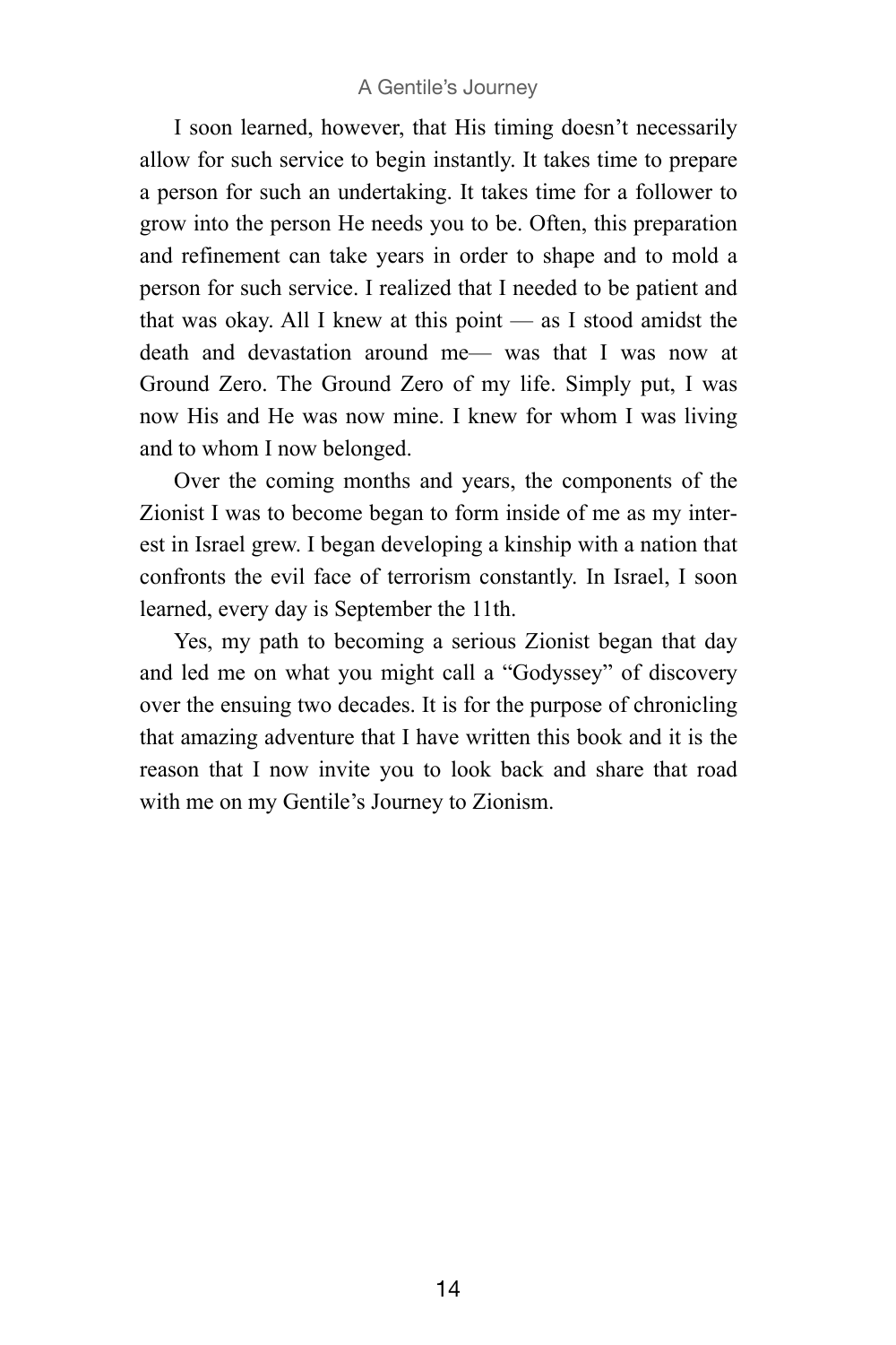I soon learned, however, that His timing doesn't necessarily allow for such service to begin instantly. It takes time to prepare a person for such an undertaking. It takes time for a follower to grow into the person He needs you to be. Often, this preparation and refinement can take years in order to shape and to mold a person for such service. I realized that I needed to be patient and that was okay. All I knew at this point — as I stood amidst the death and devastation around me— was that I was now at Ground Zero. The Ground Zero of my life. Simply put, I was now His and He was now mine. I knew for whom I was living and to whom I now belonged.

Over the coming months and years, the components of the Zionist I was to become began to form inside of me as my interest in Israel grew. I began developing a kinship with a nation that confronts the evil face of terrorism constantly. In Israel, I soon learned, every day is September the 11th.

Yes, my path to becoming a serious Zionist began that day and led me on what you might call a "Godyssey" of discovery over the ensuing two decades. It is for the purpose of chronicling that amazing adventure that I have written this book and it is the reason that I now invite you to look back and share that road with me on my Gentile's Journey to Zionism.